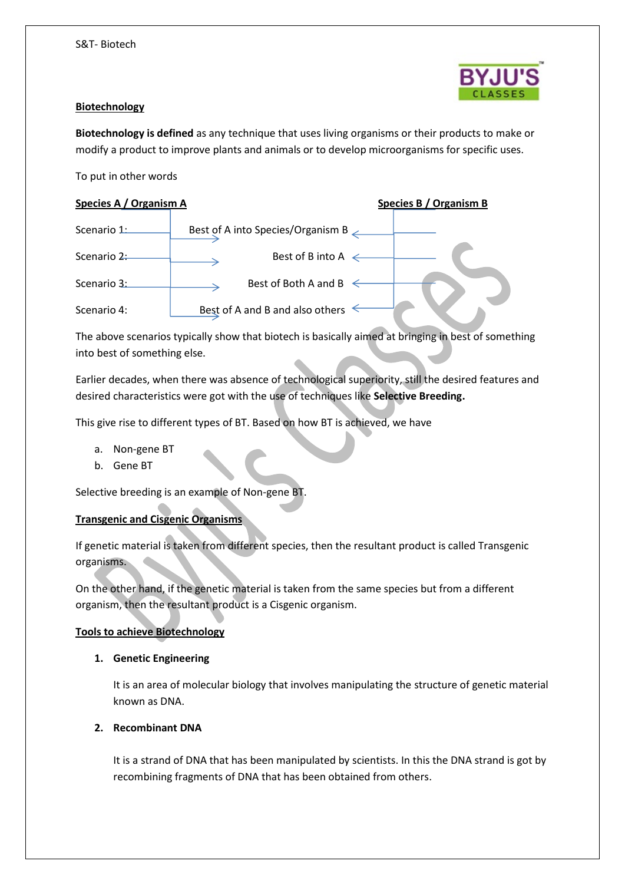## Biotechnology

**Biotechnology is defined** as any technique that uses living organisms or their products to make or modify a product to improve plants and animals or to develop microorganisms for specific uses.

To put in other words

| **Species A / Organism A** | | **Species B / Organism B** |
|---|---|---|
| Scenario 1: | Best of A into Species/Organism B | |
| Scenario 2: | Best of B into A | |
| Scenario 3: | Best of Both A and B | |
| Scenario 4: | Best of A and B and also others | |

The above scenarios typically show that biotech is basically aimed at bringing in best of something into best of something else.

Earlier decades, when there was absence of technological superiority, still the desired features and desired characteristics were got with the use of techniques like **Selective Breeding.**

This give rise to different types of BT. Based on how BT is achieved, we have

a. Non-gene BT
b. Gene BT

Selective breeding is an example of Non-gene BT.

### Transgenic and Cisgenic Organisms

If genetic material is taken from different species, then the resultant product is called Transgenic organisms.

On the other hand, if the genetic material is taken from the same species but from a different organism, then the resultant product is a Cisgenic organism.

### Tools to achieve Biotechnology

1. **Genetic Engineering**

   It is an area of molecular biology that involves manipulating the structure of genetic material known as DNA.

2. **Recombinant DNA**

   It is a strand of DNA that has been manipulated by scientists. In this the DNA strand is got by recombining fragments of DNA that has been obtained from others.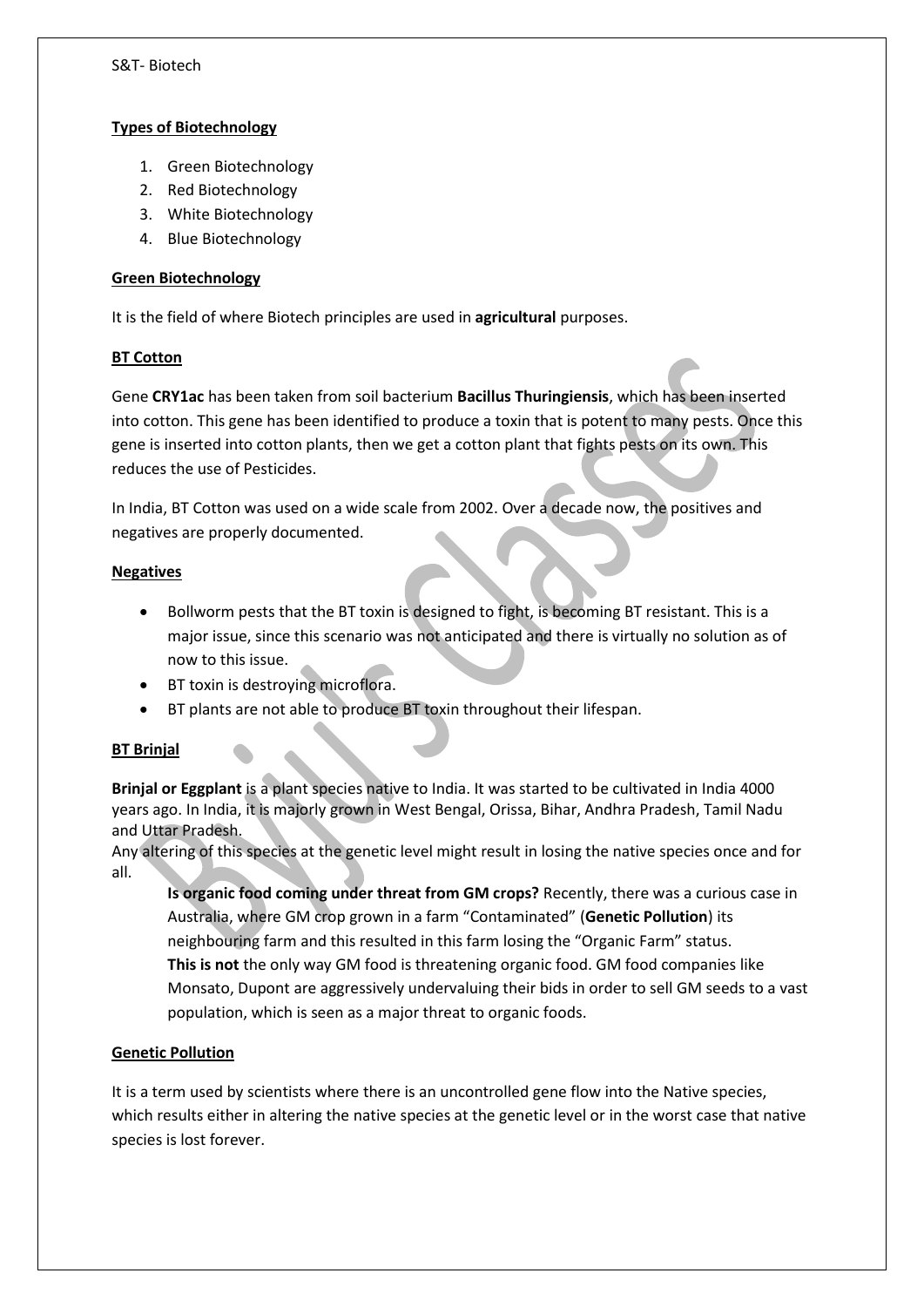## Types of Biotechnology

1. Green Biotechnology
2. Red Biotechnology
3. White Biotechnology
4. Blue Biotechnology

## Green Biotechnology

It is the field of where Biotech principles are used in **agricultural** purposes.

### BT Cotton

Gene **CRY1ac** has been taken from soil bacterium **Bacillus Thuringiensis**, which has been inserted into cotton. This gene has been identified to produce a toxin that is potent to many pests. Once this gene is inserted into cotton plants, then we get a cotton plant that fights pests on its own. This reduces the use of Pesticides.

In India, BT Cotton was used on a wide scale from 2002. Over a decade now, the positives and negatives are properly documented.

### Negatives

- Bollworm pests that the BT toxin is designed to fight, is becoming BT resistant. This is a major issue, since this scenario was not anticipated and there is virtually no solution as of now to this issue.
- BT toxin is destroying microflora.
- BT plants are not able to produce BT toxin throughout their lifespan.

### BT Brinjal

**Brinjal or Eggplant** is a plant species native to India. It was started to be cultivated in India 4000 years ago. In India, it is majorly grown in West Bengal, Orissa, Bihar, Andhra Pradesh, Tamil Nadu and Uttar Pradesh.
Any altering of this species at the genetic level might result in losing the native species once and for all.

> **Is organic food coming under threat from GM crops?** Recently, there was a curious case in Australia, where GM crop grown in a farm "Contaminated" (**Genetic Pollution**) its neighbouring farm and this resulted in this farm losing the "Organic Farm" status.
> **This is not** the only way GM food is threatening organic food. GM food companies like Monsato, Dupont are aggressively undervaluing their bids in order to sell GM seeds to a vast population, which is seen as a major threat to organic foods.

### Genetic Pollution

It is a term used by scientists where there is an uncontrolled gene flow into the Native species, which results either in altering the native species at the genetic level or in the worst case that native species is lost forever.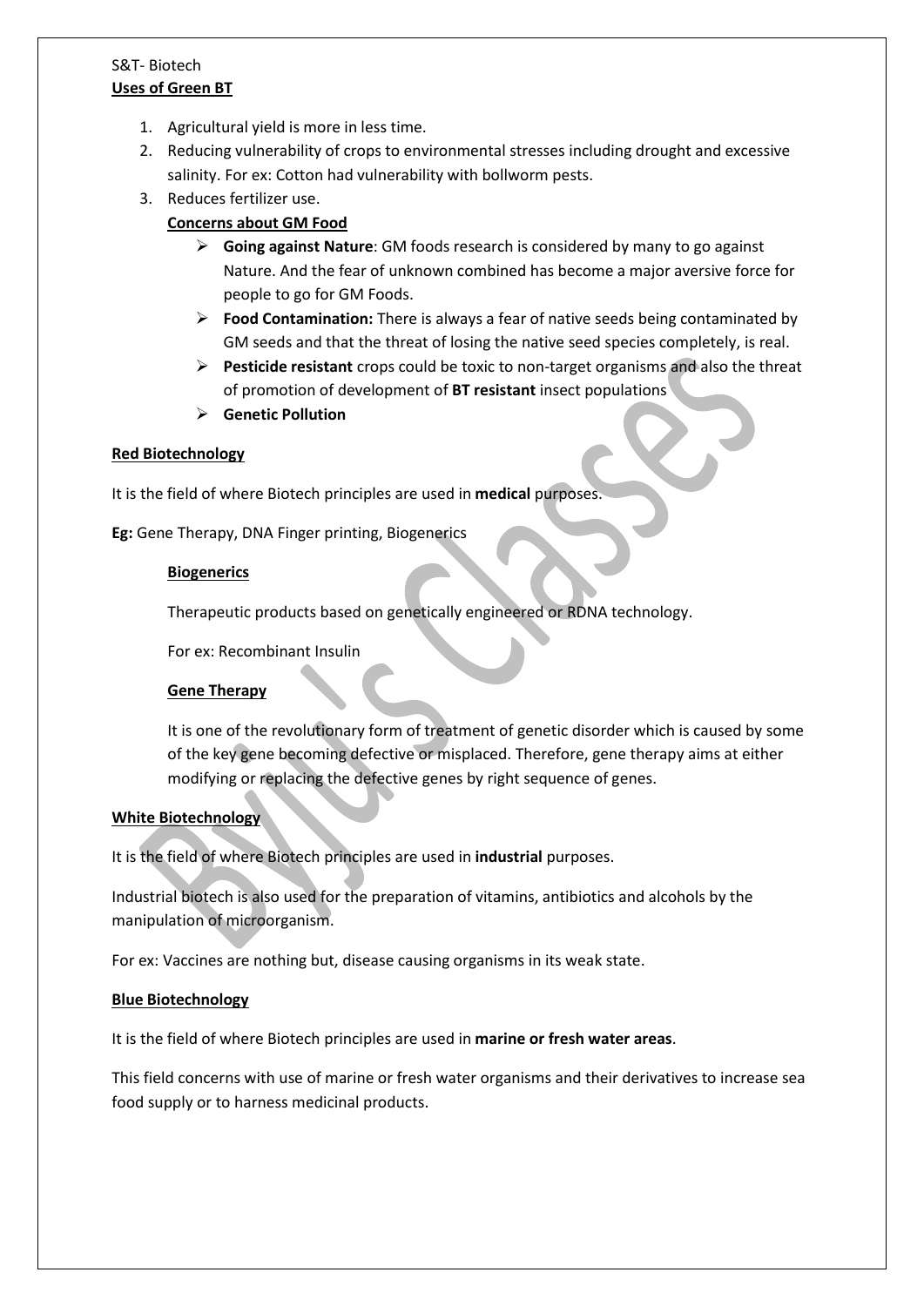S&T- Biotech

**Uses of Green BT**

1. Agricultural yield is more in less time.
2. Reducing vulnerability of crops to environmental stresses including drought and excessive salinity. For ex: Cotton had vulnerability with bollworm pests.
3. Reduces fertilizer use.

**Concerns about GM Food**

- **Going against Nature**: GM foods research is considered by many to go against Nature. And the fear of unknown combined has become a major aversive force for people to go for GM Foods.
- **Food Contamination:** There is always a fear of native seeds being contaminated by GM seeds and that the threat of losing the native seed species completely, is real.
- **Pesticide resistant** crops could be toxic to non-target organisms and also the threat of promotion of development of **BT resistant** insect populations
- **Genetic Pollution**

**Red Biotechnology**

It is the field of where Biotech principles are used in **medical** purposes.

**Eg:** Gene Therapy, DNA Finger printing, Biogenerics

**Biogenerics**

Therapeutic products based on genetically engineered or RDNA technology.

For ex: Recombinant Insulin

**Gene Therapy**

It is one of the revolutionary form of treatment of genetic disorder which is caused by some of the key gene becoming defective or misplaced. Therefore, gene therapy aims at either modifying or replacing the defective genes by right sequence of genes.

**White Biotechnology**

It is the field of where Biotech principles are used in **industrial** purposes.

Industrial biotech is also used for the preparation of vitamins, antibiotics and alcohols by the manipulation of microorganism.

For ex: Vaccines are nothing but, disease causing organisms in its weak state.

**Blue Biotechnology**

It is the field of where Biotech principles are used in **marine or fresh water areas**.

This field concerns with use of marine or fresh water organisms and their derivatives to increase sea food supply or to harness medicinal products.